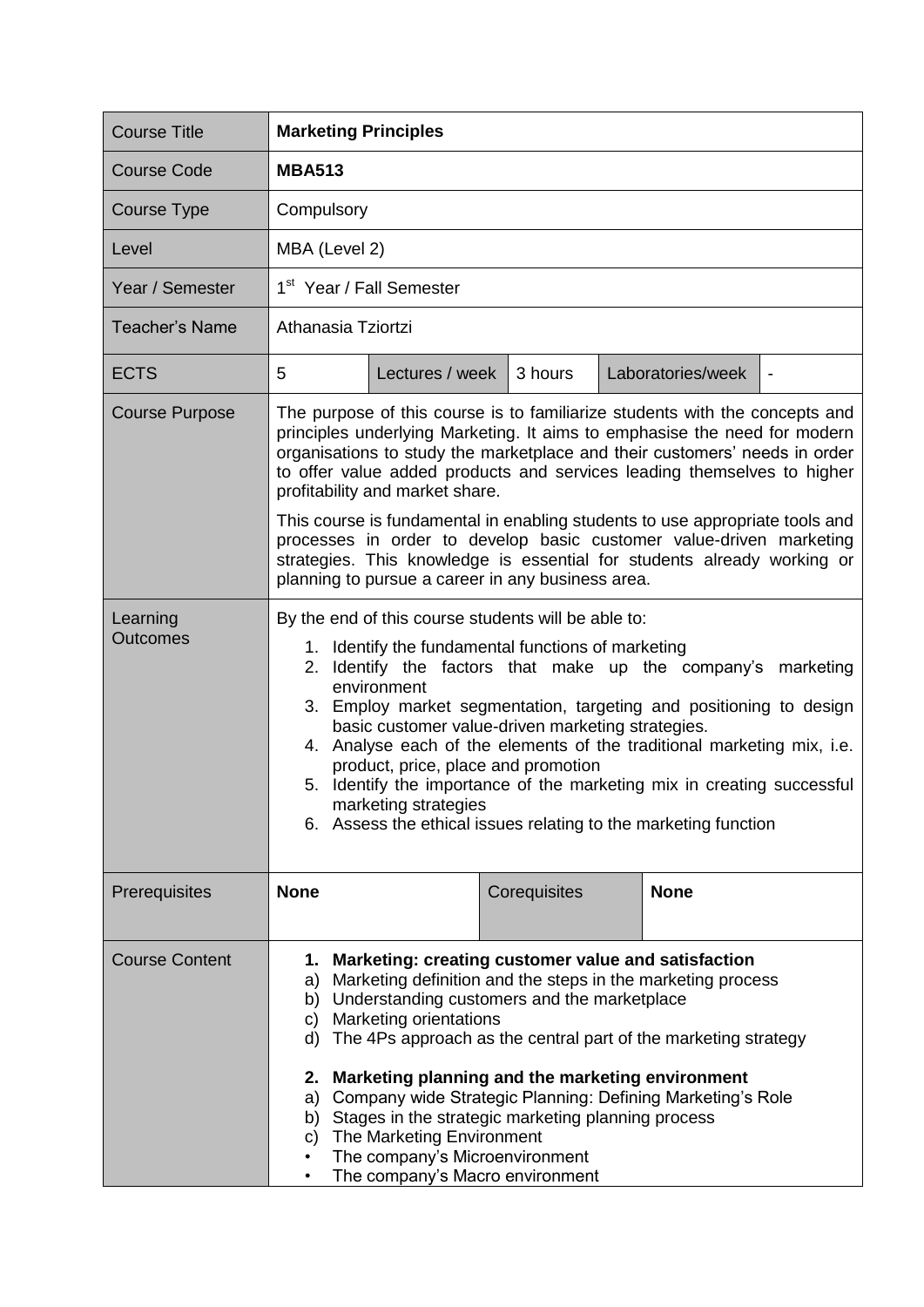| | | | | | |
|---|---|---|---|---|---|
| Course Title | **Marketing Principles** | | | | |
| Course Code | **MBA513** | | | | |
| Course Type | Compulsory | | | | |
| Level | MBA (Level 2) | | | | |
| Year / Semester | 1st Year / Fall Semester | | | | |
| Teacher's Name | Athanasia Tziortzi | | | | |
| ECTS | 5 | Lectures / week | 3 hours | Laboratories/week | - |
| Course Purpose | The purpose of this course is to familiarize students with the concepts and principles underlying Marketing. It aims to emphasise the need for modern organisations to study the marketplace and their customers' needs in order to offer value added products and services leading themselves to higher profitability and market share.<br><br>This course is fundamental in enabling students to use appropriate tools and processes in order to develop basic customer value-driven marketing strategies. This knowledge is essential for students already working or planning to pursue a career in any business area. | | | | |
| Learning Outcomes | By the end of this course students will be able to:<br>1. Identify the fundamental functions of marketing<br>2. Identify the factors that make up the company's marketing environment<br>3. Employ market segmentation, targeting and positioning to design basic customer value-driven marketing strategies.<br>4. Analyse each of the elements of the traditional marketing mix, i.e. product, price, place and promotion<br>5. Identify the importance of the marketing mix in creating successful marketing strategies<br>6. Assess the ethical issues relating to the marketing function | | | | |
| Prerequisites | **None** | | Corequisites | **None** | |
| Course Content | **1. Marketing: creating customer value and satisfaction**<br>a) Marketing definition and the steps in the marketing process<br>b) Understanding customers and the marketplace<br>c) Marketing orientations<br>d) The 4Ps approach as the central part of the marketing strategy<br><br>**2. Marketing planning and the marketing environment**<br>a) Company wide Strategic Planning: Defining Marketing's Role<br>b) Stages in the strategic marketing planning process<br>c) The Marketing Environment<br>• The company's Microenvironment<br>• The company's Macro environment | | | | |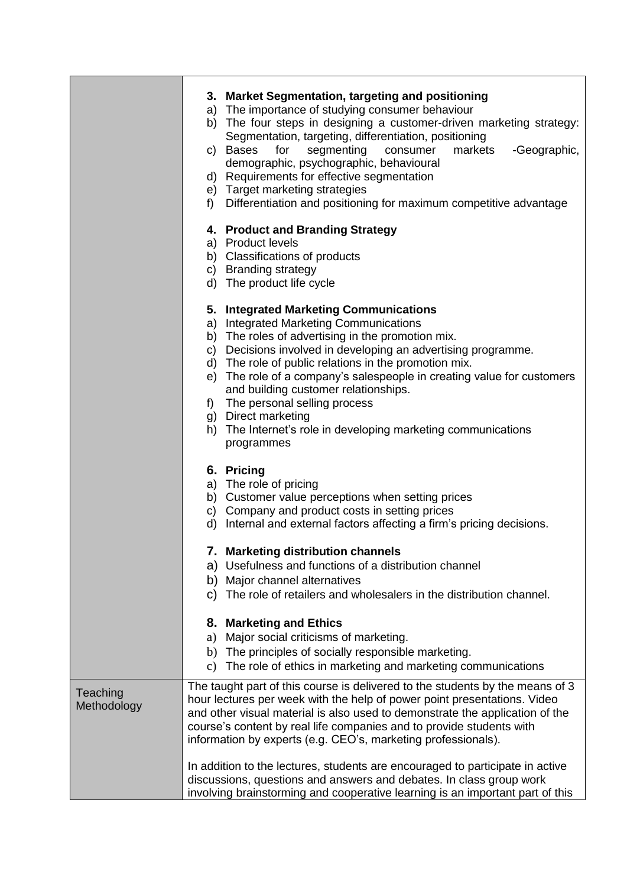| | |
|---|---|
| | **3. Market Segmentation, targeting and positioning**<br>a) The importance of studying consumer behaviour<br>b) The four steps in designing a customer-driven marketing strategy: Segmentation, targeting, differentiation, positioning<br>c) Bases for segmenting consumer markets -Geographic, demographic, psychographic, behavioural<br>d) Requirements for effective segmentation<br>e) Target marketing strategies<br>f) Differentiation and positioning for maximum competitive advantage<br><br>**4. Product and Branding Strategy**<br>a) Product levels<br>b) Classifications of products<br>c) Branding strategy<br>d) The product life cycle<br><br>**5. Integrated Marketing Communications**<br>a) Integrated Marketing Communications<br>b) The roles of advertising in the promotion mix.<br>c) Decisions involved in developing an advertising programme.<br>d) The role of public relations in the promotion mix.<br>e) The role of a company's salespeople in creating value for customers and building customer relationships.<br>f) The personal selling process<br>g) Direct marketing<br>h) The Internet's role in developing marketing communications programmes<br><br>**6. Pricing**<br>a) The role of pricing<br>b) Customer value perceptions when setting prices<br>c) Company and product costs in setting prices<br>d) Internal and external factors affecting a firm's pricing decisions.<br><br>**7. Marketing distribution channels**<br>a) Usefulness and functions of a distribution channel<br>b) Major channel alternatives<br>c) The role of retailers and wholesalers in the distribution channel.<br><br>**8. Marketing and Ethics**<br>a) Major social criticisms of marketing.<br>b) The principles of socially responsible marketing.<br>c) The role of ethics in marketing and marketing communications |
| Teaching Methodology | The taught part of this course is delivered to the students by the means of 3 hour lectures per week with the help of power point presentations. Video and other visual material is also used to demonstrate the application of the course's content by real life companies and to provide students with information by experts (e.g. CEO's, marketing professionals).<br><br>In addition to the lectures, students are encouraged to participate in active discussions, questions and answers and debates. In class group work involving brainstorming and cooperative learning is an important part of this |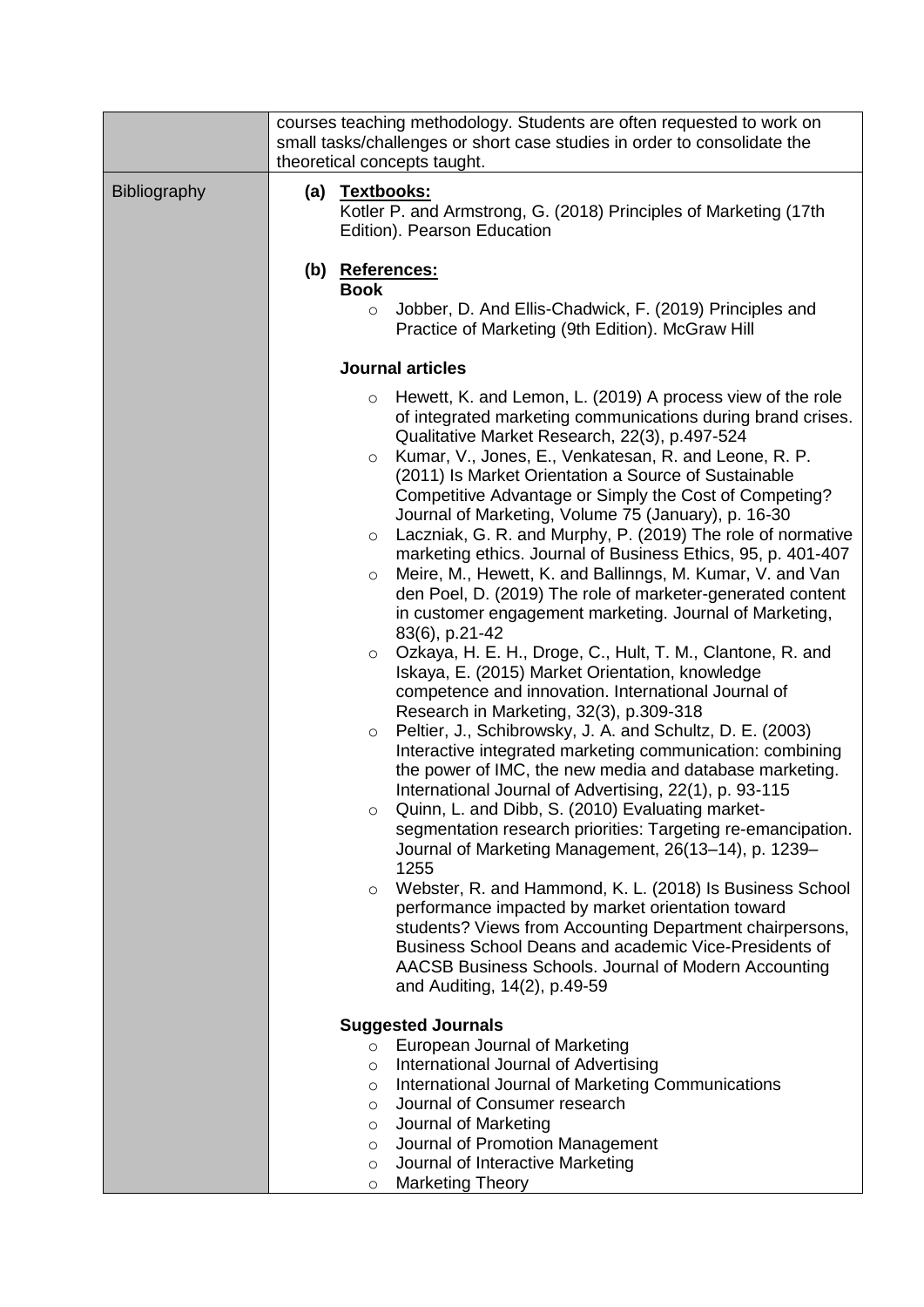| | |
|---|---|
| | courses teaching methodology. Students are often requested to work on small tasks/challenges or short case studies in order to consolidate the theoretical concepts taught. |
| Bibliography | **(a) Textbooks:**<br>Kotler P. and Armstrong, G. (2018) Principles of Marketing (17th Edition). Pearson Education<br><br>**(b) References:**<br>**Book**<br>- Jobber, D. And Ellis-Chadwick, F. (2019) Principles and Practice of Marketing (9th Edition). McGraw Hill<br><br>**Journal articles**<br>- Hewett, K. and Lemon, L. (2019) A process view of the role of integrated marketing communications during brand crises. Qualitative Market Research, 22(3), p.497-524<br>- Kumar, V., Jones, E., Venkatesan, R. and Leone, R. P. (2011) Is Market Orientation a Source of Sustainable Competitive Advantage or Simply the Cost of Competing? Journal of Marketing, Volume 75 (January), p. 16-30<br>- Laczniak, G. R. and Murphy, P. (2019) The role of normative marketing ethics. Journal of Business Ethics, 95, p. 401-407<br>- Meire, M., Hewett, K. and Ballinngs, M. Kumar, V. and Van den Poel, D. (2019) The role of marketer-generated content in customer engagement marketing. Journal of Marketing, 83(6), p.21-42<br>- Ozkaya, H. E. H., Droge, C., Hult, T. M., Clantone, R. and Iskaya, E. (2015) Market Orientation, knowledge competence and innovation. International Journal of Research in Marketing, 32(3), p.309-318<br>- Peltier, J., Schibrowsky, J. A. and Schultz, D. E. (2003) Interactive integrated marketing communication: combining the power of IMC, the new media and database marketing. International Journal of Advertising, 22(1), p. 93-115<br>- Quinn, L. and Dibb, S. (2010) Evaluating market-segmentation research priorities: Targeting re-emancipation. Journal of Marketing Management, 26(13–14), p. 1239–1255<br>- Webster, R. and Hammond, K. L. (2018) Is Business School performance impacted by market orientation toward students? Views from Accounting Department chairpersons, Business School Deans and academic Vice-Presidents of AACSB Business Schools. Journal of Modern Accounting and Auditing, 14(2), p.49-59<br><br>**Suggested Journals**<br>- European Journal of Marketing<br>- International Journal of Advertising<br>- International Journal of Marketing Communications<br>- Journal of Consumer research<br>- Journal of Marketing<br>- Journal of Promotion Management<br>- Journal of Interactive Marketing<br>- Marketing Theory |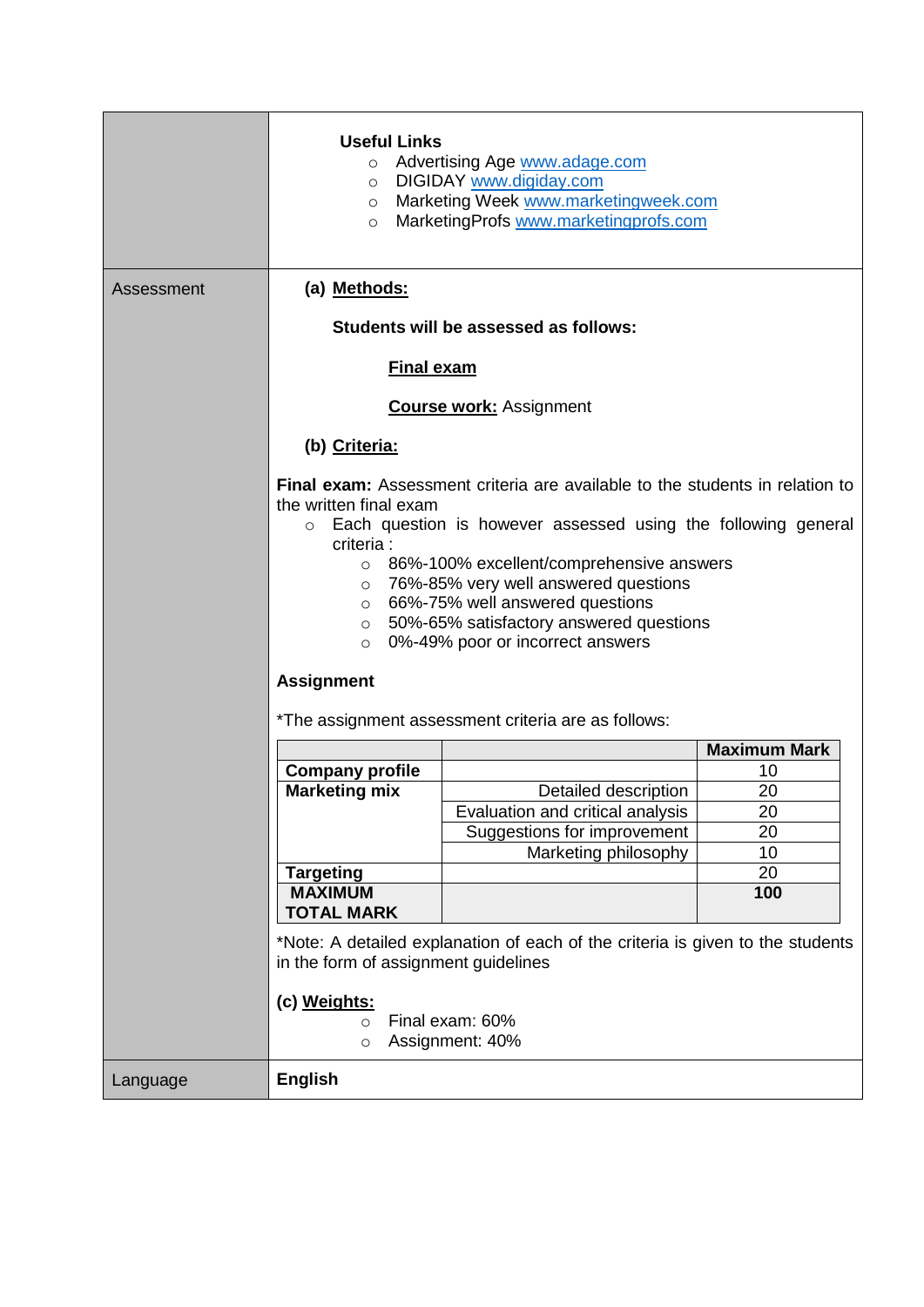| | |
|---|---|
| | **Useful Links**<br>◦ Advertising Age www.adage.com<br>◦ DIGIDAY www.digiday.com<br>◦ Marketing Week www.marketingweek.com<br>◦ MarketingProfs www.marketingprofs.com |
| Assessment | **(a) Methods:**<br><br>**Students will be assessed as follows:**<br><br>**Final exam**<br><br>**Course work:** Assignment<br><br>**(b) Criteria:**<br><br>**Final exam:** Assessment criteria are available to the students in relation to the written final exam<br>◦ Each question is however assessed using the following general criteria :<br>◦ 86%-100% excellent/comprehensive answers<br>◦ 76%-85% very well answered questions<br>◦ 66%-75% well answered questions<br>◦ 50%-65% satisfactory answered questions<br>◦ 0%-49% poor or incorrect answers<br><br>**Assignment**<br><br>*The assignment assessment criteria are as follows: |

| | | Maximum Mark |
|---|---|---|
| **Company profile** | | 10 |
| **Marketing mix** | Detailed description | 20 |
| | Evaluation and critical analysis | 20 |
| | Suggestions for improvement | 20 |
| | Marketing philosophy | 10 |
| **Targeting** | | 20 |
| **MAXIMUM TOTAL MARK** | | **100** |

*Note: A detailed explanation of each of the criteria is given to the students in the form of assignment guidelines

**(c) Weights:**
- Final exam: 60%
- Assignment: 40%

| | |
|---|---|
| Language | **English** |